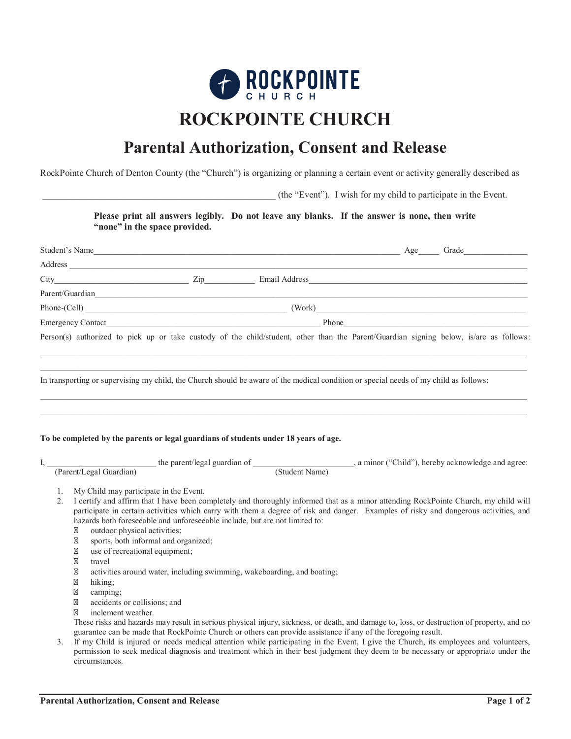# ROCKPOINTE CHURCH

## Parental Authorization, Consent and Release

RockPointe Church of Denton County (the "Church") is organizing or planning a certain event or activity generally described as

_______________________________________________ (the "Event"). I wish for my child to participate in the Event.

**Please print all answers legibly. Do not leave any blanks. If the answer is none, then write "none" in the space provided.**

Student's Name_______________________________________________ Age_____ Grade_______________

Address _______________________________________________

City_______________________ Zip___________ Email Address_______________________________

Parent/Guardian_______________________________________________

Phone-(Cell) _______________________________ (Work)_______________________________

Emergency Contact_______________________________ Phone_______________________________

Person(s) authorized to pick up or take custody of the child/student, other than the Parent/Guardian signing below, is/are as follows:

_______________________________________________

_______________________________________________

In transporting or supervising my child, the Church should be aware of the medical condition or special needs of my child as follows:

_______________________________________________

_______________________________________________

**To be completed by the parents or legal guardians of students under 18 years of age.**

I, _______________________ the parent/legal guardian of _______________________, a minor ("Child"), hereby acknowledge and agree:
(Parent/Legal Guardian) (Student Name)

1. My Child may participate in the Event.
2. I certify and affirm that I have been completely and thoroughly informed that as a minor attending RockPointe Church, my child will participate in certain activities which carry with them a degree of risk and danger. Examples of risky and dangerous activities, and hazards both foreseeable and unforeseeable include, but are not limited to:
   - outdoor physical activities;
   - sports, both informal and organized;
   - use of recreational equipment;
   - travel
   - activities around water, including swimming, wakeboarding, and boating;
   - hiking;
   - camping;
   - accidents or collisions; and
   - inclement weather.

   These risks and hazards may result in serious physical injury, sickness, or death, and damage to, loss, or destruction of property, and no guarantee can be made that RockPointe Church or others can provide assistance if any of the foregoing result.
3. If my Child is injured or needs medical attention while participating in the Event, I give the Church, its employees and volunteers, permission to seek medical diagnosis and treatment which in their best judgment they deem to be necessary or appropriate under the circumstances.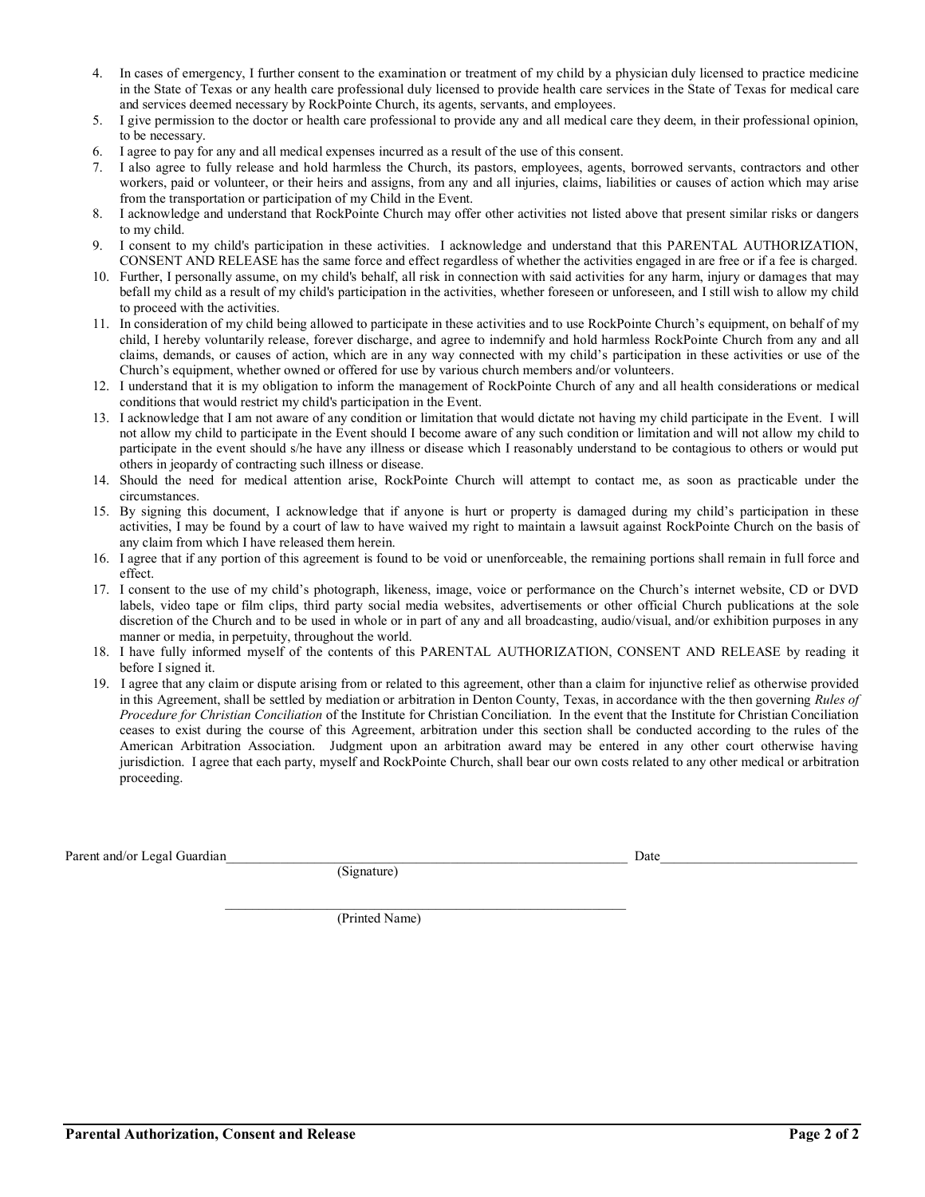4. In cases of emergency, I further consent to the examination or treatment of my child by a physician duly licensed to practice medicine in the State of Texas or any health care professional duly licensed to provide health care services in the State of Texas for medical care and services deemed necessary by RockPointe Church, its agents, servants, and employees.
5. I give permission to the doctor or health care professional to provide any and all medical care they deem, in their professional opinion, to be necessary.
6. I agree to pay for any and all medical expenses incurred as a result of the use of this consent.
7. I also agree to fully release and hold harmless the Church, its pastors, employees, agents, borrowed servants, contractors and other workers, paid or volunteer, or their heirs and assigns, from any and all injuries, claims, liabilities or causes of action which may arise from the transportation or participation of my Child in the Event.
8. I acknowledge and understand that RockPointe Church may offer other activities not listed above that present similar risks or dangers to my child.
9. I consent to my child's participation in these activities. I acknowledge and understand that this PARENTAL AUTHORIZATION, CONSENT AND RELEASE has the same force and effect regardless of whether the activities engaged in are free or if a fee is charged.
10. Further, I personally assume, on my child's behalf, all risk in connection with said activities for any harm, injury or damages that may befall my child as a result of my child's participation in the activities, whether foreseen or unforeseen, and I still wish to allow my child to proceed with the activities.
11. In consideration of my child being allowed to participate in these activities and to use RockPointe Church's equipment, on behalf of my child, I hereby voluntarily release, forever discharge, and agree to indemnify and hold harmless RockPointe Church from any and all claims, demands, or causes of action, which are in any way connected with my child's participation in these activities or use of the Church's equipment, whether owned or offered for use by various church members and/or volunteers.
12. I understand that it is my obligation to inform the management of RockPointe Church of any and all health considerations or medical conditions that would restrict my child's participation in the Event.
13. I acknowledge that I am not aware of any condition or limitation that would dictate not having my child participate in the Event. I will not allow my child to participate in the Event should I become aware of any such condition or limitation and will not allow my child to participate in the event should s/he have any illness or disease which I reasonably understand to be contagious to others or would put others in jeopardy of contracting such illness or disease.
14. Should the need for medical attention arise, RockPointe Church will attempt to contact me, as soon as practicable under the circumstances.
15. By signing this document, I acknowledge that if anyone is hurt or property is damaged during my child's participation in these activities, I may be found by a court of law to have waived my right to maintain a lawsuit against RockPointe Church on the basis of any claim from which I have released them herein.
16. I agree that if any portion of this agreement is found to be void or unenforceable, the remaining portions shall remain in full force and effect.
17. I consent to the use of my child's photograph, likeness, image, voice or performance on the Church's internet website, CD or DVD labels, video tape or film clips, third party social media websites, advertisements or other official Church publications at the sole discretion of the Church and to be used in whole or in part of any and all broadcasting, audio/visual, and/or exhibition purposes in any manner or media, in perpetuity, throughout the world.
18. I have fully informed myself of the contents of this PARENTAL AUTHORIZATION, CONSENT AND RELEASE by reading it before I signed it.
19. I agree that any claim or dispute arising from or related to this agreement, other than a claim for injunctive relief as otherwise provided in this Agreement, shall be settled by mediation or arbitration in Denton County, Texas, in accordance with the then governing *Rules of Procedure for Christian Conciliation* of the Institute for Christian Conciliation. In the event that the Institute for Christian Conciliation ceases to exist during the course of this Agreement, arbitration under this section shall be conducted according to the rules of the American Arbitration Association. Judgment upon an arbitration award may be entered in any other court otherwise having jurisdiction. I agree that each party, myself and RockPointe Church, shall bear our own costs related to any other medical or arbitration proceeding.

Parent and/or Legal Guardian\_\_\_\_\_\_\_\_\_\_\_\_\_\_\_\_\_\_\_\_\_\_\_\_\_\_\_\_\_\_\_\_\_\_\_\_\_\_\_\_\_\_\_\_ Date\_\_\_\_\_\_\_\_\_\_\_\_\_\_\_\_\_\_\_\_\_\_\_\_\_\_

(Signature)

\_\_\_\_\_\_\_\_\_\_\_\_\_\_\_\_\_\_\_\_\_\_\_\_\_\_\_\_\_\_\_\_\_\_\_\_\_\_\_\_\_\_\_\_

(Printed Name)

**Parental Authorization, Consent and Release**